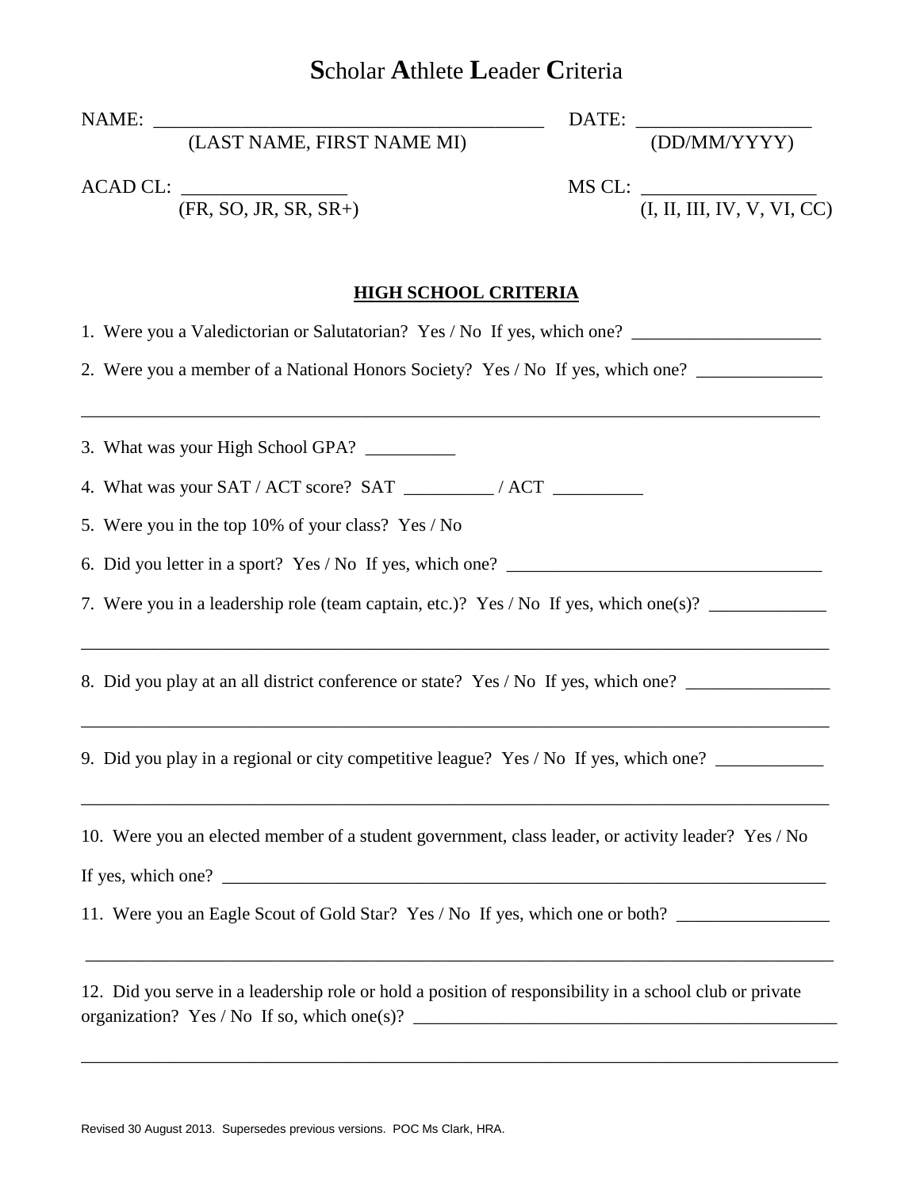# **S**cholar **A**thlete **L**eader **C**riteria

NAME: ________________________________________ DATE: __________________
(LAST NAME, FIRST NAME MI) (DD/MM/YYYY)

ACAD CL: _________________ MS CL: __________________
(FR, SO, JR, SR, SR+) (I, II, III, IV, V, VI, CC)

## HIGH SCHOOL CRITERIA

1. Were you a Valedictorian or Salutatorian? Yes / No If yes, which one? _____________________

2. Were you a member of a National Honors Society? Yes / No If yes, which one? ______________

_______________________________________________________________________________

3. What was your High School GPA? __________

4. What was your SAT / ACT score? SAT __________ / ACT __________

5. Were you in the top 10% of your class? Yes / No

6. Did you letter in a sport? Yes / No If yes, which one? ___________________________________

7. Were you in a leadership role (team captain, etc.)? Yes / No If yes, which one(s)? _____________

_______________________________________________________________________________

8. Did you play at an all district conference or state? Yes / No If yes, which one? ________________

_______________________________________________________________________________

9. Did you play in a regional or city competitive league? Yes / No If yes, which one? ____________

_______________________________________________________________________________

10. Were you an elected member of a student government, class leader, or activity leader? Yes / No

If yes, which one? _______________________________________________________________________

11. Were you an Eagle Scout of Gold Star? Yes / No If yes, which one or both? _________________

_______________________________________________________________________________

12. Did you serve in a leadership role or hold a position of responsibility in a school club or private organization? Yes / No If so, which one(s)? ________________________________________________

_______________________________________________________________________________

Revised 30 August 2013. Supersedes previous versions. POC Ms Clark, HRA.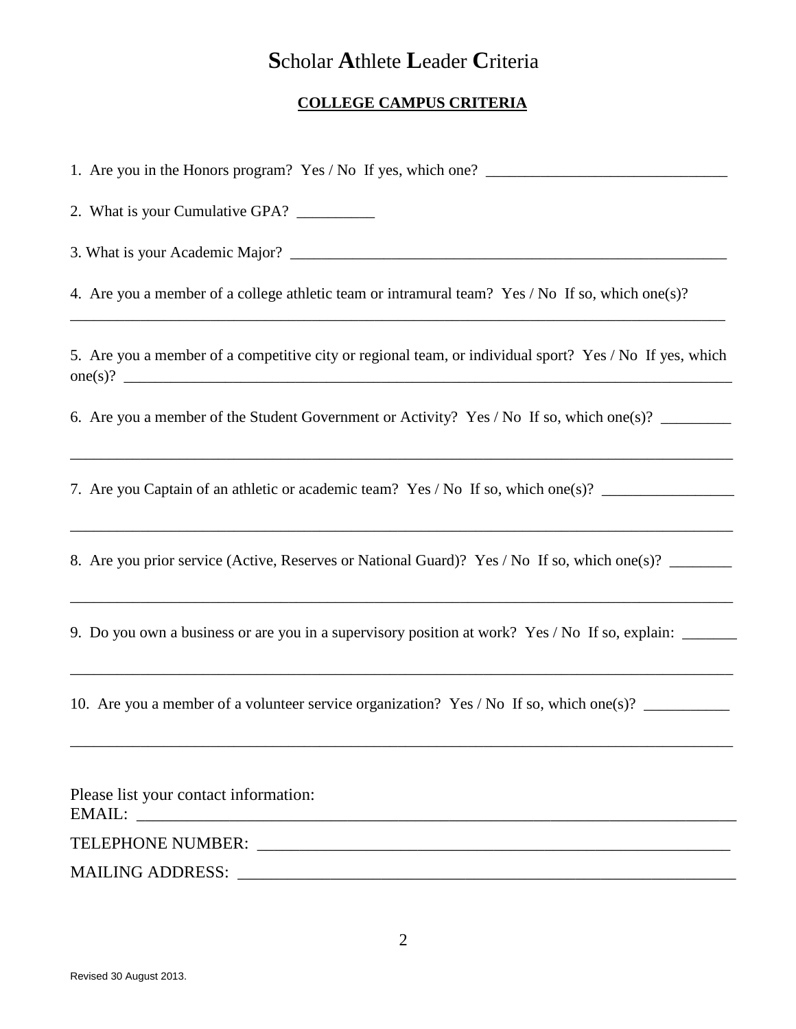# **S**cholar **A**thlete **L**eader **C**riteria

## **COLLEGE CAMPUS CRITERIA**

1. Are you in the Honors program? Yes / No If yes, which one? _______________________________

2. What is your Cumulative GPA? __________

3. What is your Academic Major? _________________________________________________________

4. Are you a member of a college athletic team or intramural team? Yes / No If so, which one(s)?
_____________________________________________________________________________________

5. Are you a member of a competitive city or regional team, or individual sport? Yes / No If yes, which one(s)? __________________________________________________________________________

6. Are you a member of the Student Government or Activity? Yes / No If so, which one(s)? _________

_____________________________________________________________________________________

7. Are you Captain of an athletic or academic team? Yes / No If so, which one(s)? _________________

_____________________________________________________________________________________

8. Are you prior service (Active, Reserves or National Guard)? Yes / No If so, which one(s)? ________

_____________________________________________________________________________________

9. Do you own a business or are you in a supervisory position at work? Yes / No If so, explain: _______

_____________________________________________________________________________________

10. Are you a member of a volunteer service organization? Yes / No If so, which one(s)? ___________

_____________________________________________________________________________________

Please list your contact information:
EMAIL: ______________________________________________________________________________

TELEPHONE NUMBER: _________________________________________________________________

MAILING ADDRESS: __________________________________________________________________

Revised 30 August 2013.